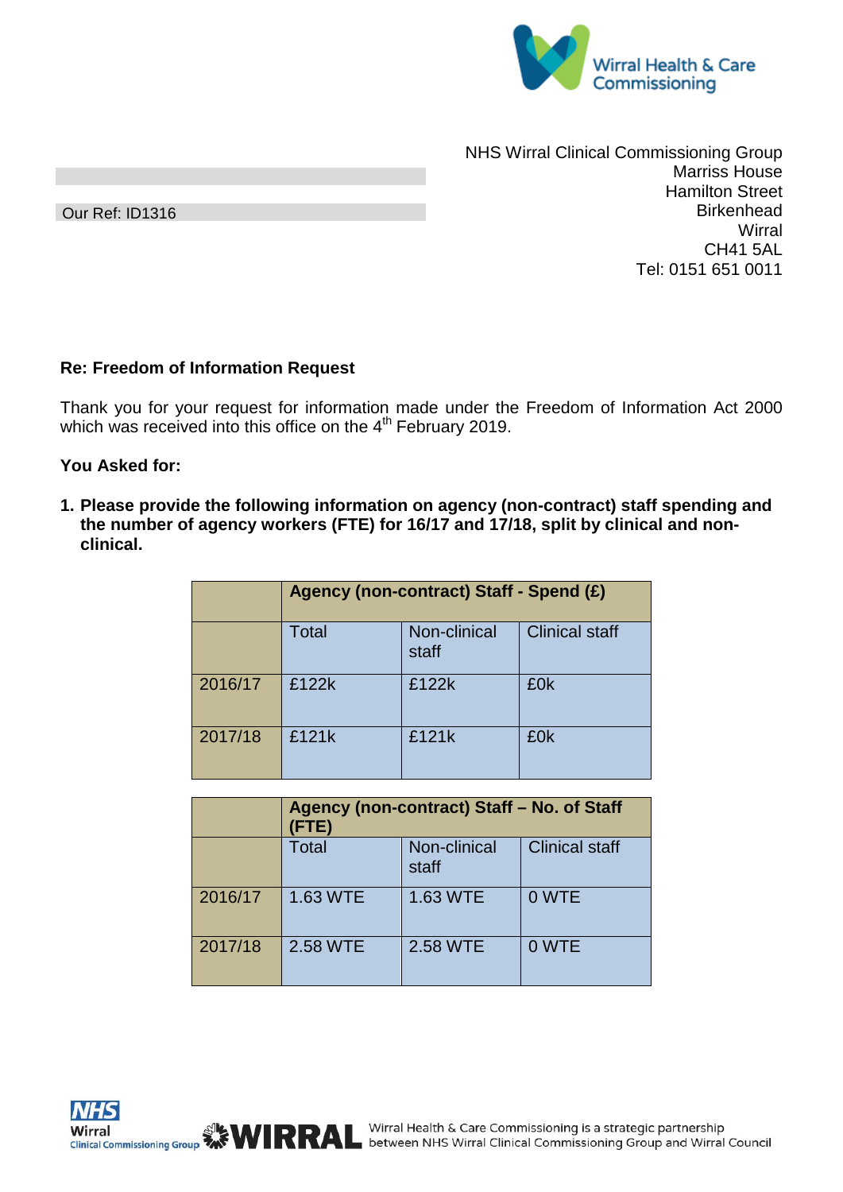NHS Wirral Clinical Commissioning Group
Marriss House
Hamilton Street
Birkenhead
Wirral
CH41 5AL
Tel: 0151 651 0011

Our Ref: ID1316

**Re: Freedom of Information Request**

Thank you for your request for information made under the Freedom of Information Act 2000 which was received into this office on the 4th February 2019.

**You Asked for:**

1. **Please provide the following information on agency (non-contract) staff spending and the number of agency workers (FTE) for 16/17 and 17/18, split by clinical and non-clinical.**

| | Agency (non-contract) Staff - Spend (£) | | |
|---|---|---|---|
| | Total | Non-clinical staff | Clinical staff |
| 2016/17 | £122k | £122k | £0k |
| 2017/18 | £121k | £121k | £0k |

| | Agency (non-contract) Staff – No. of Staff (FTE) | | |
|---|---|---|---|
| | Total | Non-clinical staff | Clinical staff |
| 2016/17 | 1.63 WTE | 1.63 WTE | 0 WTE |
| 2017/18 | 2.58 WTE | 2.58 WTE | 0 WTE |

Wirral Health & Care Commissioning is a strategic partnership between NHS Wirral Clinical Commissioning Group and Wirral Council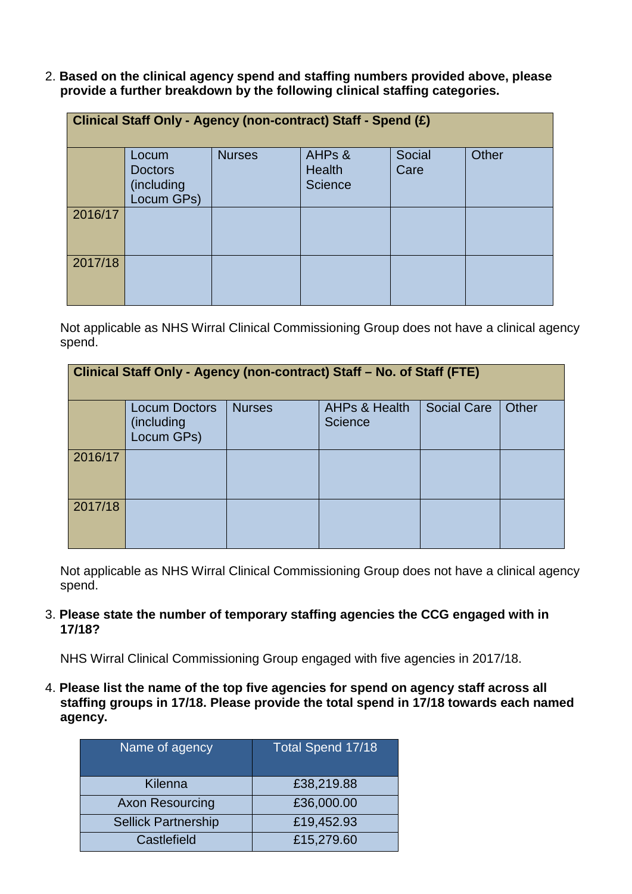2. **Based on the clinical agency spend and staffing numbers provided above, please provide a further breakdown by the following clinical staffing categories.**

| Clinical Staff Only - Agency (non-contract) Staff - Spend (£) | | | | | |
|---|---|---|---|---|---|
| | Locum Doctors (including Locum GPs) | Nurses | AHPs & Health Science | Social Care | Other |
| 2016/17 | | | | | |
| 2017/18 | | | | | |

Not applicable as NHS Wirral Clinical Commissioning Group does not have a clinical agency spend.

| Clinical Staff Only - Agency (non-contract) Staff – No. of Staff (FTE) | | | | | |
|---|---|---|---|---|---|
| | Locum Doctors (including Locum GPs) | Nurses | AHPs & Health Science | Social Care | Other |
| 2016/17 | | | | | |
| 2017/18 | | | | | |

Not applicable as NHS Wirral Clinical Commissioning Group does not have a clinical agency spend.

3. **Please state the number of temporary staffing agencies the CCG engaged with in 17/18?**

   NHS Wirral Clinical Commissioning Group engaged with five agencies in 2017/18.

4. **Please list the name of the top five agencies for spend on agency staff across all staffing groups in 17/18. Please provide the total spend in 17/18 towards each named agency.**

| Name of agency | Total Spend 17/18 |
|---|---|
| Kilenna | £38,219.88 |
| Axon Resourcing | £36,000.00 |
| Sellick Partnership | £19,452.93 |
| Castlefield | £15,279.60 |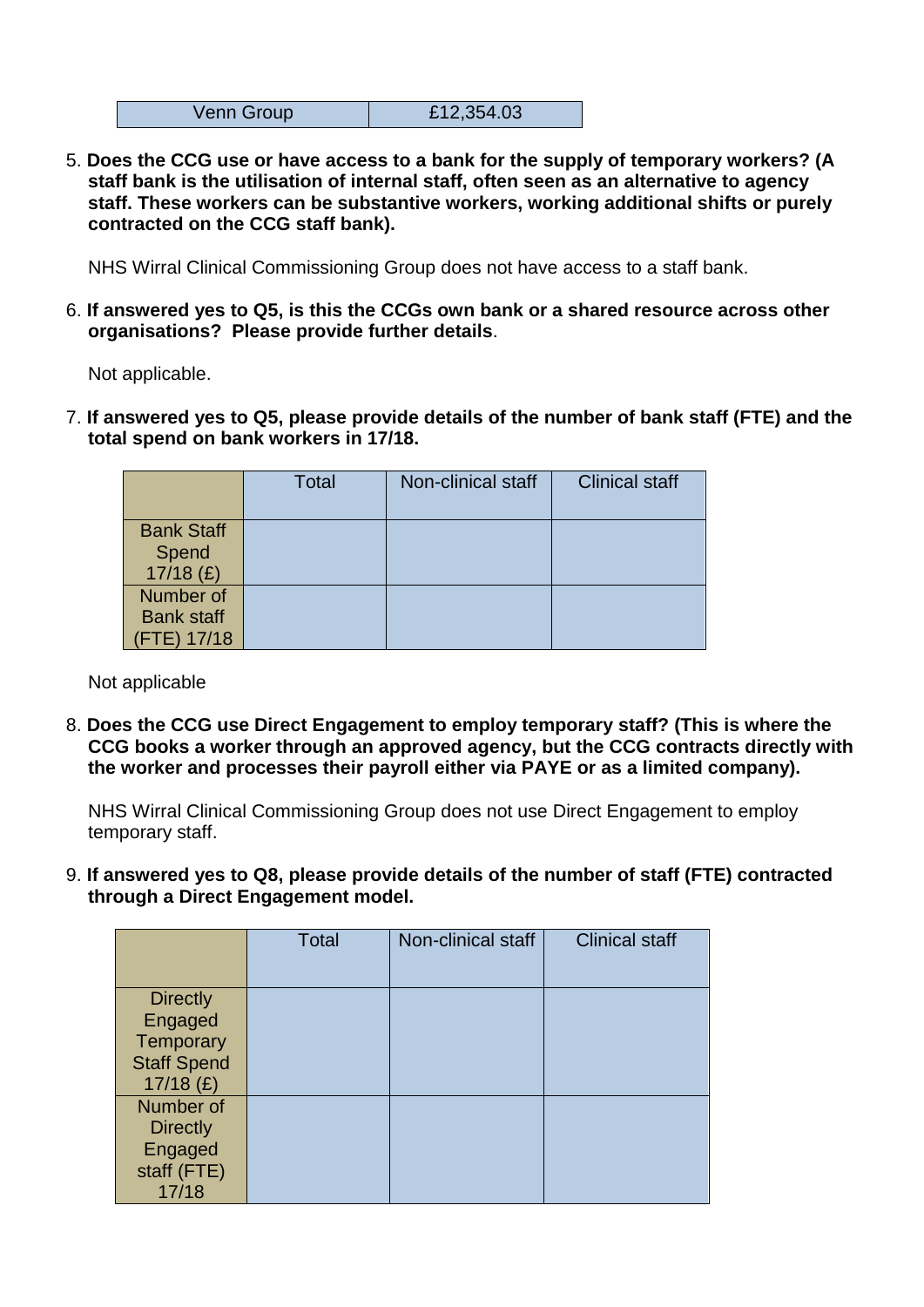| Venn Group | £12,354.03 |
|---|---|

5. **Does the CCG use or have access to a bank for the supply of temporary workers? (A staff bank is the utilisation of internal staff, often seen as an alternative to agency staff. These workers can be substantive workers, working additional shifts or purely contracted on the CCG staff bank).**

   NHS Wirral Clinical Commissioning Group does not have access to a staff bank.

6. **If answered yes to Q5, is this the CCGs own bank or a shared resource across other organisations? Please provide further details**.

   Not applicable.

7. **If answered yes to Q5, please provide details of the number of bank staff (FTE) and the total spend on bank workers in 17/18.**

| | Total | Non-clinical staff | Clinical staff |
|---|---|---|---|
| Bank Staff Spend 17/18 (£) | | | |
| Number of Bank staff (FTE) 17/18 | | | |

   Not applicable

8. **Does the CCG use Direct Engagement to employ temporary staff? (This is where the CCG books a worker through an approved agency, but the CCG contracts directly with the worker and processes their payroll either via PAYE or as a limited company).**

   NHS Wirral Clinical Commissioning Group does not use Direct Engagement to employ temporary staff.

9. **If answered yes to Q8, please provide details of the number of staff (FTE) contracted through a Direct Engagement model.**

| | Total | Non-clinical staff | Clinical staff |
|---|---|---|---|
| Directly Engaged Temporary Staff Spend 17/18 (£) | | | |
| Number of Directly Engaged staff (FTE) 17/18 | | | |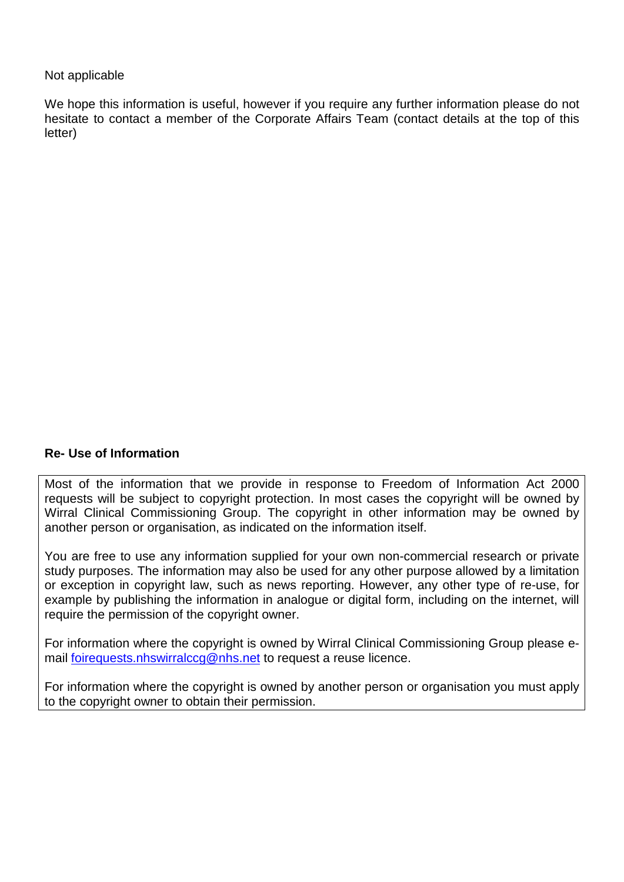Not applicable

We hope this information is useful, however if you require any further information please do not hesitate to contact a member of the Corporate Affairs Team (contact details at the top of this letter)

**Re- Use of Information**

Most of the information that we provide in response to Freedom of Information Act 2000 requests will be subject to copyright protection. In most cases the copyright will be owned by Wirral Clinical Commissioning Group. The copyright in other information may be owned by another person or organisation, as indicated on the information itself.

You are free to use any information supplied for your own non-commercial research or private study purposes. The information may also be used for any other purpose allowed by a limitation or exception in copyright law, such as news reporting. However, any other type of re-use, for example by publishing the information in analogue or digital form, including on the internet, will require the permission of the copyright owner.

For information where the copyright is owned by Wirral Clinical Commissioning Group please e-mail foirequests.nhswirralccg@nhs.net to request a reuse licence.

For information where the copyright is owned by another person or organisation you must apply to the copyright owner to obtain their permission.